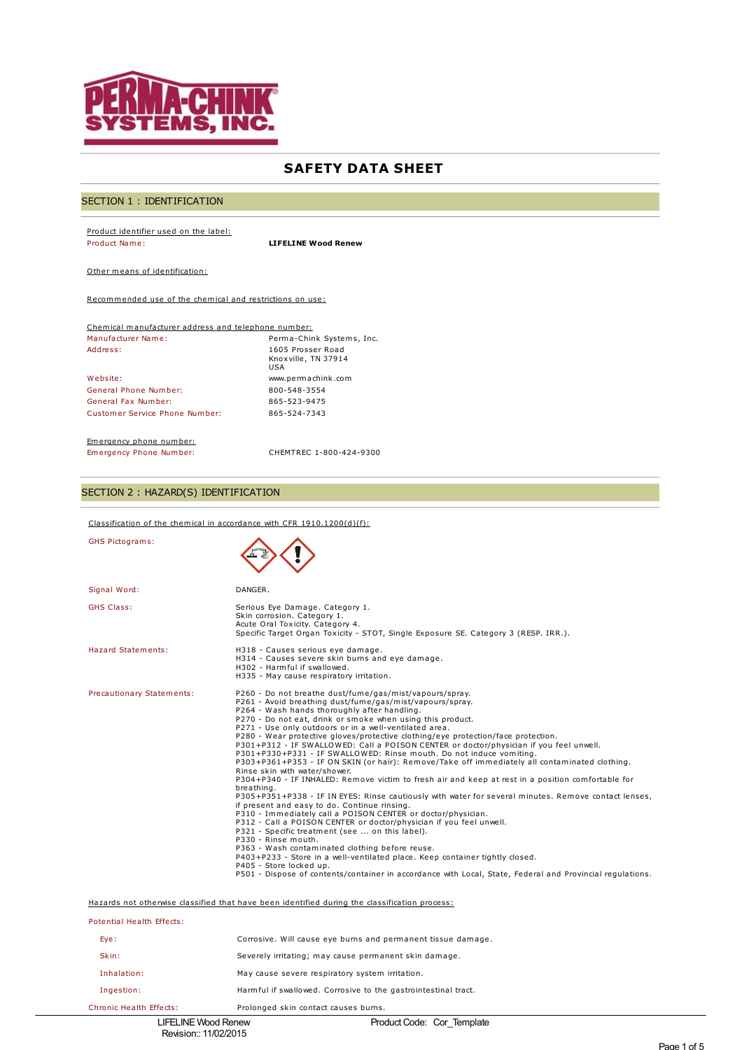# SAFETY DATA SHEET

## SECTION 1 : IDENTIFICATION

Product identifier used on the label:

| | |
|---|---|
| Product Name: | **LIFELINE Wood Renew** |

Other means of identification:

Recommended use of the chemical and restrictions on use:

Chemical manufacturer address and telephone number:

| | |
|---|---|
| Manufacturer Name: | Perma-Chink Systems, Inc. |
| Address: | 1605 Prosser Road<br>Knoxville, TN 37914<br>USA |
| Website: | www.permachink.com |
| General Phone Number: | 800-548-3554 |
| General Fax Number: | 865-523-9475 |
| Customer Service Phone Number: | 865-524-7343 |

Emergency phone number:

| | |
|---|---|
| Emergency Phone Number: | CHEMTREC 1-800-424-9300 |

## SECTION 2 : HAZARD(S) IDENTIFICATION

Classification of the chemical in accordance with CFR 1910.1200(d)(f):

**GHS Pictograms:**

**Signal Word:** DANGER.

**GHS Class:**
Serious Eye Damage. Category 1.
Skin corrosion. Category 1.
Acute Oral Toxicity. Category 4.
Specific Target Organ Toxicity - STOT, Single Exposure SE. Category 3 (RESP. IRR.).

**Hazard Statements:**
H318 - Causes serious eye damage.
H314 - Causes severe skin burns and eye damage.
H302 - Harmful if swallowed.
H335 - May cause respiratory irritation.

**Precautionary Statements:**
P260 - Do not breathe dust/fume/gas/mist/vapours/spray.
P261 - Avoid breathing dust/fume/gas/mist/vapours/spray.
P264 - Wash hands thoroughly after handling.
P270 - Do not eat, drink or smoke when using this product.
P271 - Use only outdoors or in a well-ventilated area.
P280 - Wear protective gloves/protective clothing/eye protection/face protection.
P301+P312 - IF SWALLOWED: Call a POISON CENTER or doctor/physician if you feel unwell.
P301+P330+P331 - IF SWALLOWED: Rinse mouth. Do not induce vomiting.
P303+P361+P353 - IF ON SKIN (or hair): Remove/Take off immediately all contaminated clothing. Rinse skin with water/shower.
P304+P340 - IF INHALED: Remove victim to fresh air and keep at rest in a position comfortable for breathing.
P305+P351+P338 - IF IN EYES: Rinse cautiously with water for several minutes. Remove contact lenses, if present and easy to do. Continue rinsing.
P310 - Immediately call a POISON CENTER or doctor/physician.
P312 - Call a POISON CENTER or doctor/physician if you feel unwell.
P321 - Specific treatment (see ... on this label).
P330 - Rinse mouth.
P363 - Wash contaminated clothing before reuse.
P403+P233 - Store in a well-ventilated place. Keep container tightly closed.
P405 - Store locked up.
P501 - Dispose of contents/container in accordance with Local, State, Federal and Provincial regulations.

Hazards not otherwise classified that have been identified during the classification process:

**Potential Health Effects:**

| | |
|---|---|
| Eye: | Corrosive. Will cause eye burns and permanent tissue damage. |
| Skin: | Severely irritating; may cause permanent skin damage. |
| Inhalation: | May cause severe respiratory system irritation. |
| Ingestion: | Harmful if swallowed. Corrosive to the gastrointestinal tract. |
| Chronic Health Effects: | Prolonged skin contact causes burns. |

LIFELINE Wood Renew
Revision:: 11/02/2015
Product Code: Cor_Template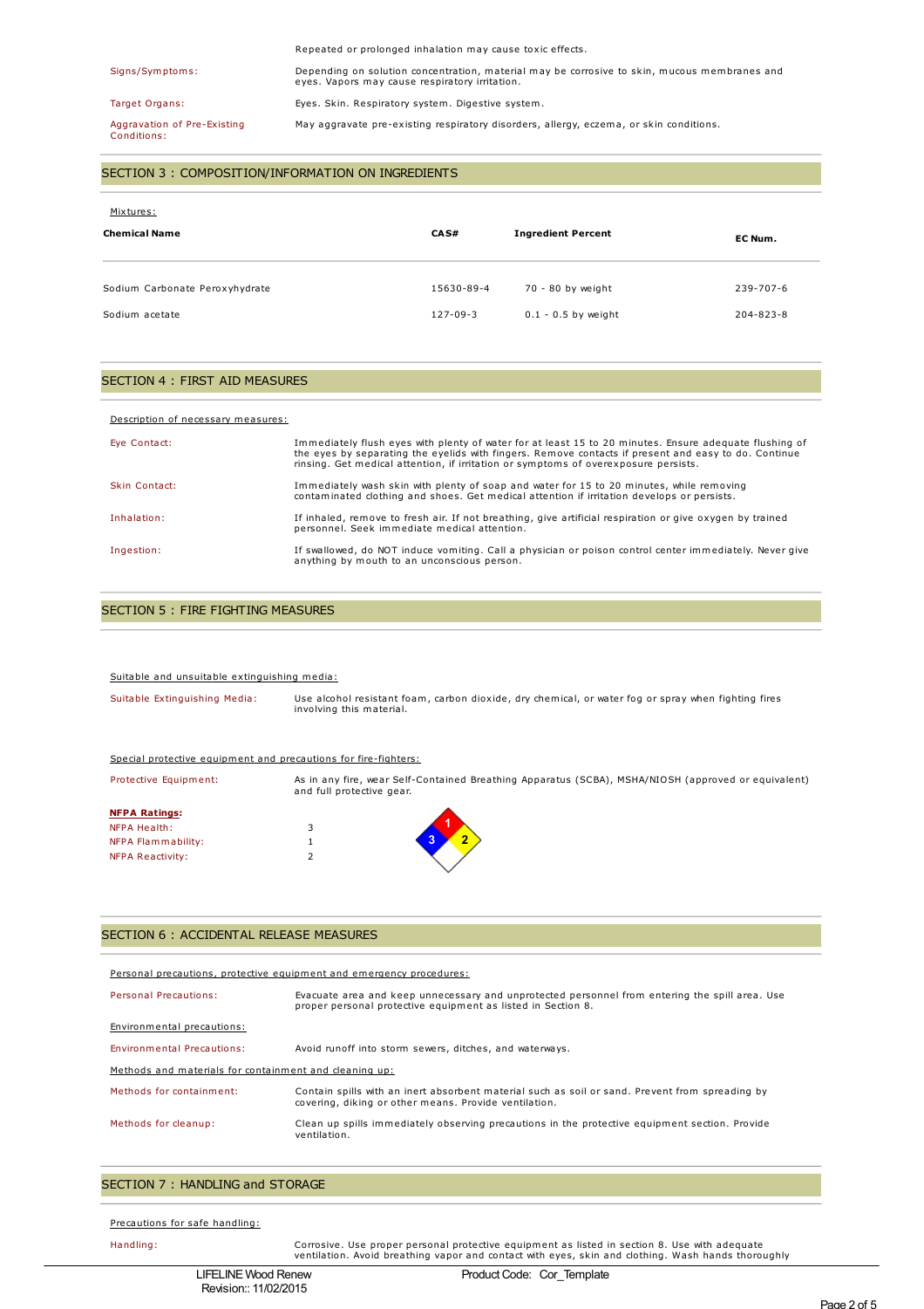| | |
|---|---|
| | Repeated or prolonged inhalation may cause toxic effects. |
| Signs/Symptoms: | Depending on solution concentration, material may be corrosive to skin, mucous membranes and eyes. Vapors may cause respiratory irritation. |
| Target Organs: | Eyes. Skin. Respiratory system. Digestive system. |
| Aggravation of Pre-Existing Conditions: | May aggravate pre-existing respiratory disorders, allergy, eczema, or skin conditions. |

## SECTION 3 : COMPOSITION/INFORMATION ON INGREDIENTS

Mixtures:

| Chemical Name | CAS# | Ingredient Percent | EC Num. |
|---|---|---|---|
| Sodium Carbonate Peroxyhydrate | 15630-89-4 | 70 - 80 by weight | 239-707-6 |
| Sodium acetate | 127-09-3 | 0.1 - 0.5 by weight | 204-823-8 |

## SECTION 4 : FIRST AID MEASURES

Description of necessary measures:

| | |
|---|---|
| Eye Contact: | Immediately flush eyes with plenty of water for at least 15 to 20 minutes. Ensure adequate flushing of the eyes by separating the eyelids with fingers. Remove contacts if present and easy to do. Continue rinsing. Get medical attention, if irritation or symptoms of overexposure persists. |
| Skin Contact: | Immediately wash skin with plenty of soap and water for 15 to 20 minutes, while removing contaminated clothing and shoes. Get medical attention if irritation develops or persists. |
| Inhalation: | If inhaled, remove to fresh air. If not breathing, give artificial respiration or give oxygen by trained personnel. Seek immediate medical attention. |
| Ingestion: | If swallowed, do NOT induce vomiting. Call a physician or poison control center immediately. Never give anything by mouth to an unconscious person. |

## SECTION 5 : FIRE FIGHTING MEASURES

Suitable and unsuitable extinguishing media:

| | |
|---|---|
| Suitable Extinguishing Media: | Use alcohol resistant foam, carbon dioxide, dry chemical, or water fog or spray when fighting fires involving this material. |

Special protective equipment and precautions for fire-fighters:

| | |
|---|---|
| Protective Equipment: | As in any fire, wear Self-Contained Breathing Apparatus (SCBA), MSHA/NIOSH (approved or equivalent) and full protective gear. |

**NFPA Ratings:**

| | |
|---|---|
| NFPA Health: | 3 |
| NFPA Flammability: | 1 |
| NFPA Reactivity: | 2 |

## SECTION 6 : ACCIDENTAL RELEASE MEASURES

Personal precautions, protective equipment and emergency procedures:

| | |
|---|---|
| Personal Precautions: | Evacuate area and keep unnecessary and unprotected personnel from entering the spill area. Use proper personal protective equipment as listed in Section 8. |

Environmental precautions:

| | |
|---|---|
| Environmental Precautions: | Avoid runoff into storm sewers, ditches, and waterways. |

Methods and materials for containment and cleaning up:

| | |
|---|---|
| Methods for containment: | Contain spills with an inert absorbent material such as soil or sand. Prevent from spreading by covering, diking or other means. Provide ventilation. |
| Methods for cleanup: | Clean up spills immediately observing precautions in the protective equipment section. Provide ventilation. |

## SECTION 7 : HANDLING and STORAGE

Precautions for safe handling:

| | |
|---|---|
| Handling: | Corrosive. Use proper personal protective equipment as listed in section 8. Use with adequate ventilation. Avoid breathing vapor and contact with eyes, skin and clothing. Wash hands thoroughly |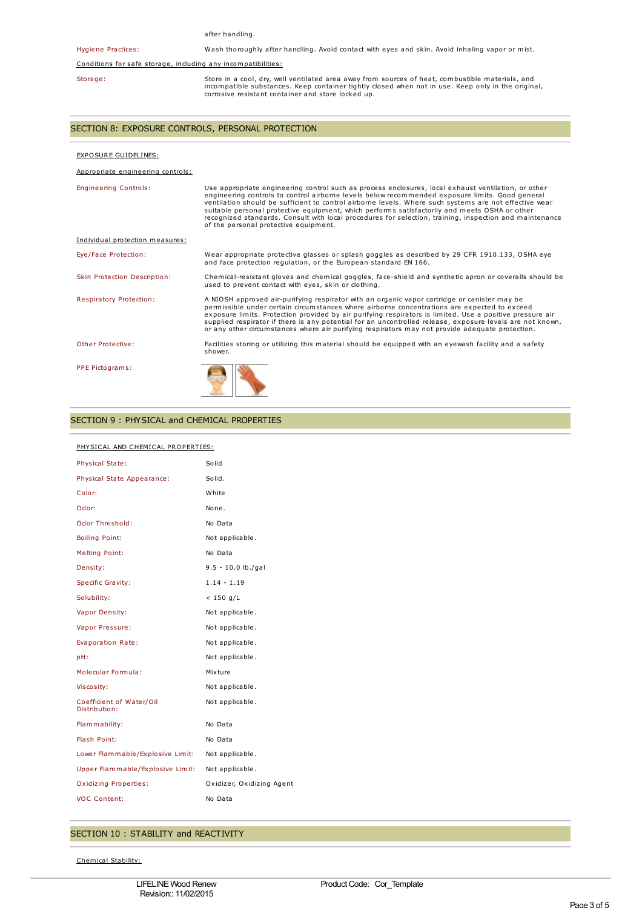after handling.

| | |
|---|---|
| Hygiene Practices: | Wash thoroughly after handling. Avoid contact with eyes and skin. Avoid inhaling vapor or mist. |

Conditions for safe storage, including any incompatibilities:

| | |
|---|---|
| Storage: | Store in a cool, dry, well ventilated area away from sources of heat, combustible materials, and incompatible substances. Keep container tightly closed when not in use. Keep only in the original, corrosive resistant container and store locked up. |

## SECTION 8: EXPOSURE CONTROLS, PERSONAL PROTECTION

EXPOSURE GUIDELINES:

Appropriate engineering controls:

| | |
|---|---|
| Engineering Controls: | Use appropriate engineering control such as process enclosures, local exhaust ventilation, or other engineering controls to control airborne levels below recommended exposure limits. Good general ventilation should be sufficient to control airborne levels. Where such systems are not effective wear suitable personal protective equipment, which performs satisfactorily and meets OSHA or other recognized standards. Consult with local procedures for selection, training, inspection and maintenance of the personal protective equipment. |

Individual protection measures:

| | |
|---|---|
| Eye/Face Protection: | Wear appropriate protective glasses or splash goggles as described by 29 CFR 1910.133, OSHA eye and face protection regulation, or the European standard EN 166. |
| Skin Protection Description: | Chemical-resistant gloves and chemical goggles, face-shield and synthetic apron or coveralls should be used to prevent contact with eyes, skin or clothing. |
| Respiratory Protection: | A NIOSH approved air-purifying respirator with an organic vapor cartridge or canister may be permissible under certain circumstances where airborne concentrations are expected to exceed exposure limits. Protection provided by air purifying respirators is limited. Use a positive pressure air supplied respirator if there is any potential for an uncontrolled release, exposure levels are not known, or any other circumstances where air purifying respirators may not provide adequate protection. |
| Other Protective: | Facilities storing or utilizing this material should be equipped with an eyewash facility and a safety shower. |
| PPE Pictograms: | |

## SECTION 9 : PHYSICAL and CHEMICAL PROPERTIES

PHYSICAL AND CHEMICAL PROPERTIES:

| | |
|---|---|
| Physical State: | Solid |
| Physical State Appearance: | Solid. |
| Color: | White |
| Odor: | None. |
| Odor Threshold: | No Data |
| Boiling Point: | Not applicable. |
| Melting Point: | No Data |
| Density: | 9.5 - 10.0 lb./gal |
| Specific Gravity: | 1.14 - 1.19 |
| Solubility: | < 150 g/L |
| Vapor Density: | Not applicable. |
| Vapor Pressure: | Not applicable. |
| Evaporation Rate: | Not applicable. |
| pH: | Not applicable. |
| Molecular Formula: | Mixture |
| Viscosity: | Not applicable. |
| Coefficient of Water/Oil Distribution: | Not applicable. |
| Flammability: | No Data |
| Flash Point: | No Data |
| Lower Flammable/Explosive Limit: | Not applicable. |
| Upper Flammable/Explosive Limit: | Not applicable. |
| Oxidizing Properties: | Oxidizer, Oxidizing Agent |
| VOC Content: | No Data |

## SECTION 10 : STABILITY and REACTIVITY

Chemical Stability: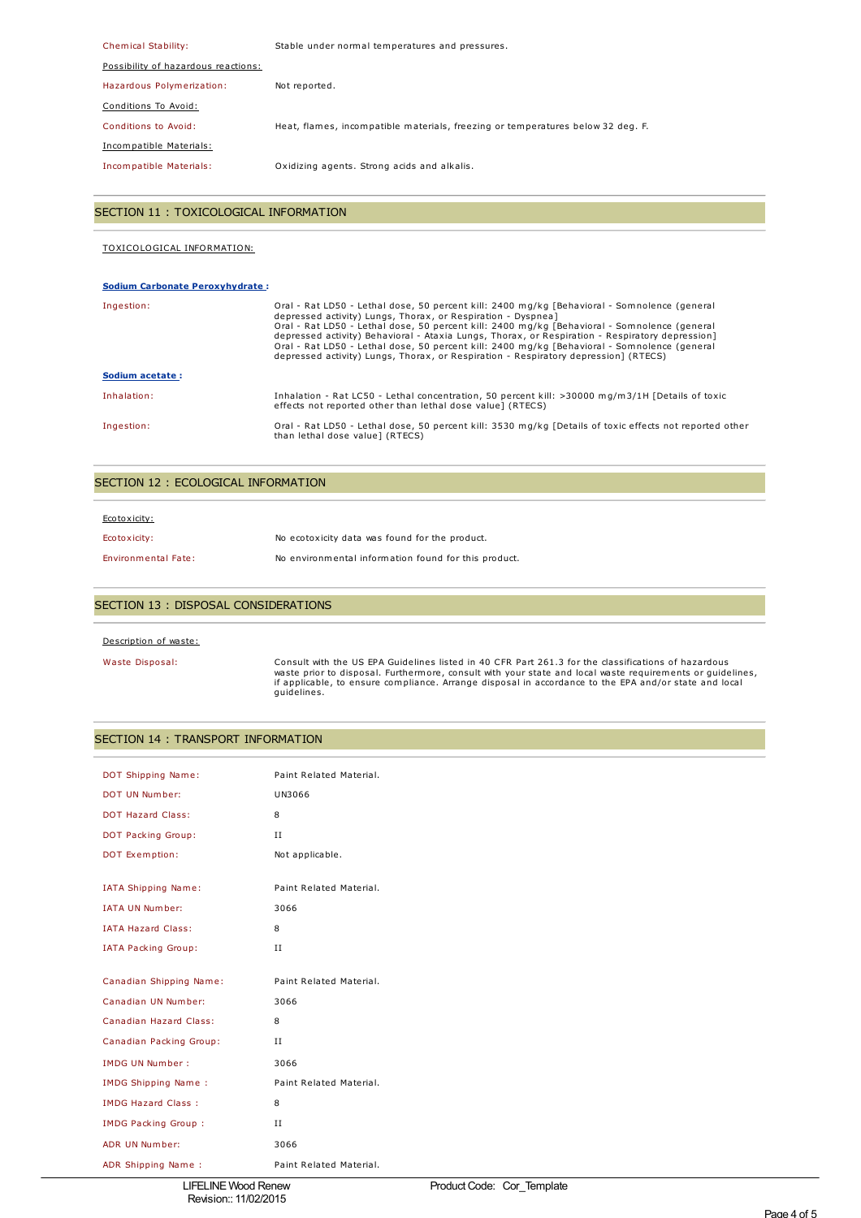| | |
|---|---|
| Chemical Stability: | Stable under normal temperatures and pressures. |

Possibility of hazardous reactions:

| | |
|---|---|
| Hazardous Polymerization: | Not reported. |

Conditions To Avoid:

| | |
|---|---|
| Conditions to Avoid: | Heat, flames, incompatible materials, freezing or temperatures below 32 deg. F. |

Incompatible Materials:

| | |
|---|---|
| Incompatible Materials: | Oxidizing agents. Strong acids and alkalis. |

## SECTION 11 : TOXICOLOGICAL INFORMATION

TOXICOLOGICAL INFORMATION:

**Sodium Carbonate Peroxyhydrate :**

| | |
|---|---|
| Ingestion: | Oral - Rat LD50 - Lethal dose, 50 percent kill: 2400 mg/kg [Behavioral - Somnolence (general depressed activity) Lungs, Thorax, or Respiration - Dyspnea] Oral - Rat LD50 - Lethal dose, 50 percent kill: 2400 mg/kg [Behavioral - Somnolence (general depressed activity) Behavioral - Ataxia Lungs, Thorax, or Respiration - Respiratory depression] Oral - Rat LD50 - Lethal dose, 50 percent kill: 2400 mg/kg [Behavioral - Somnolence (general depressed activity) Lungs, Thorax, or Respiration - Respiratory depression] (RTECS) |

**Sodium acetate :**

| | |
|---|---|
| Inhalation: | Inhalation - Rat LC50 - Lethal concentration, 50 percent kill: >30000 mg/m3/1H [Details of toxic effects not reported other than lethal dose value] (RTECS) |
| Ingestion: | Oral - Rat LD50 - Lethal dose, 50 percent kill: 3530 mg/kg [Details of toxic effects not reported other than lethal dose value] (RTECS) |

## SECTION 12 : ECOLOGICAL INFORMATION

Ecotoxicity:

| | |
|---|---|
| Ecotoxicity: | No ecotoxicity data was found for the product. |
| Environmental Fate: | No environmental information found for this product. |

## SECTION 13 : DISPOSAL CONSIDERATIONS

Description of waste:

| | |
|---|---|
| Waste Disposal: | Consult with the US EPA Guidelines listed in 40 CFR Part 261.3 for the classifications of hazardous waste prior to disposal. Furthermore, consult with your state and local waste requirements or guidelines, if applicable, to ensure compliance. Arrange disposal in accordance to the EPA and/or state and local guidelines. |

## SECTION 14 : TRANSPORT INFORMATION

| | |
|---|---|
| DOT Shipping Name: | Paint Related Material. |
| DOT UN Number: | UN3066 |
| DOT Hazard Class: | 8 |
| DOT Packing Group: | II |
| DOT Exemption: | Not applicable. |
| IATA Shipping Name: | Paint Related Material. |
| IATA UN Number: | 3066 |
| IATA Hazard Class: | 8 |
| IATA Packing Group: | II |
| Canadian Shipping Name: | Paint Related Material. |
| Canadian UN Number: | 3066 |
| Canadian Hazard Class: | 8 |
| Canadian Packing Group: | II |
| IMDG UN Number : | 3066 |
| IMDG Shipping Name : | Paint Related Material. |
| IMDG Hazard Class : | 8 |
| IMDG Packing Group : | II |
| ADR UN Number: | 3066 |
| ADR Shipping Name : | Paint Related Material. |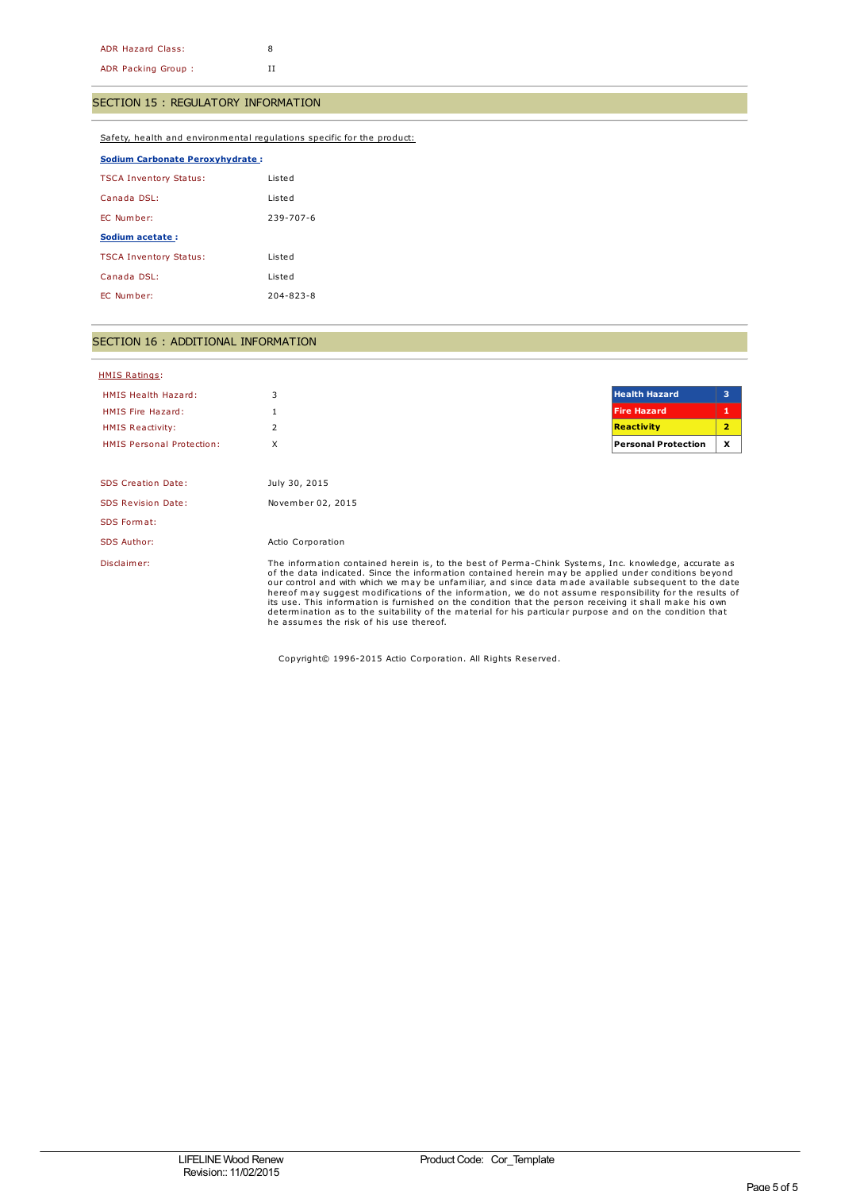| | |
|---|---|
| ADR Hazard Class: | 8 |
| ADR Packing Group : | II |

## SECTION 15 : REGULATORY INFORMATION

Safety, health and environmental regulations specific for the product:

**Sodium Carbonate Peroxyhydrate :**

| | |
|---|---|
| TSCA Inventory Status: | Listed |
| Canada DSL: | Listed |
| EC Number: | 239-707-6 |

**Sodium acetate :**

| | |
|---|---|
| TSCA Inventory Status: | Listed |
| Canada DSL: | Listed |
| EC Number: | 204-823-8 |

## SECTION 16 : ADDITIONAL INFORMATION

HMIS Ratings:

| | |
|---|---|
| HMIS Health Hazard: | 3 |
| HMIS Fire Hazard: | 1 |
| HMIS Reactivity: | 2 |
| HMIS Personal Protection: | X |

| | |
|---|---|
| Health Hazard | 3 |
| Fire Hazard | 1 |
| Reactivity | 2 |
| Personal Protection | X |

| | |
|---|---|
| SDS Creation Date: | July 30, 2015 |
| SDS Revision Date: | November 02, 2015 |
| SDS Format: | |
| SDS Author: | Actio Corporation |
| Disclaimer: | The information contained herein is, to the best of Perma-Chink Systems, Inc. knowledge, accurate as of the data indicated. Since the information contained herein may be applied under conditions beyond our control and with which we may be unfamiliar, and since data made available subsequent to the date hereof may suggest modifications of the information, we do not assume responsibility for the results of its use. This information is furnished on the condition that the person receiving it shall make his own determination as to the suitability of the material for his particular purpose and on the condition that he assumes the risk of his use thereof. |

Copyright© 1996-2015 Actio Corporation. All Rights Reserved.